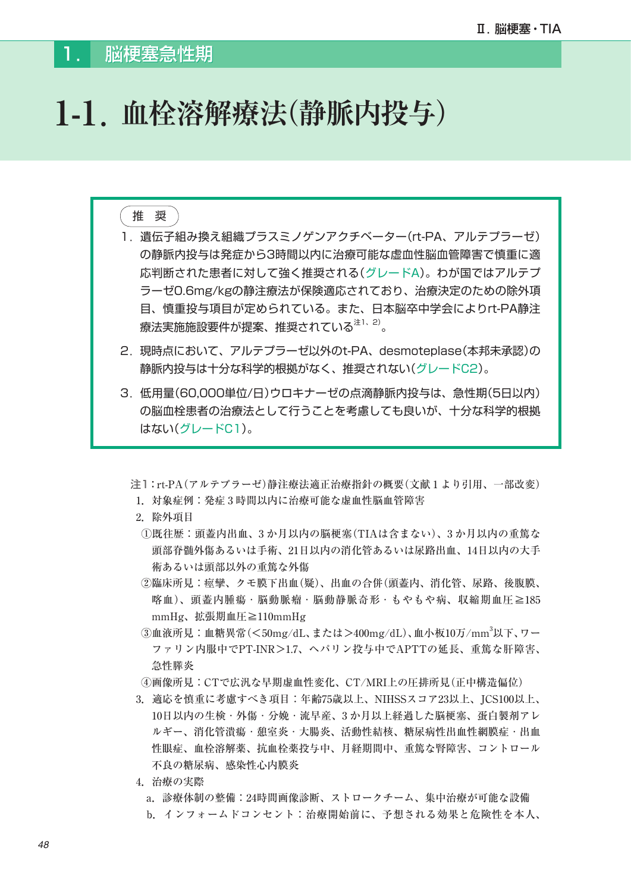## 1．脳梗塞急性期

# 1-1．血栓溶解療法（静脈内投与）

**推　奨**

1．遺伝子組み換え組織プラスミノゲンアクチベーター（rt-PA、アルテプラーゼ）の静脈内投与は発症から3時間以内に治療可能な虚血性脳血管障害で慎重に適応判断された患者に対して強く推奨される（グレードA）。わが国ではアルテプラーゼ0.6mg/kgの静注療法が保険適応されており、治療決定のための除外項目、慎重投与項目が定められている。また、日本脳卒中学会によりrt-PA静注療法実施施設要件が提案、推奨されている[注1、2)]。

2．現時点において、アルテプラーゼ以外のt-PA、desmoteplase（本邦未承認）の静脈内投与は十分な科学的根拠がなく、推奨されない（グレードC2）。

3．低用量（60,000単位/日）ウロキナーゼの点滴静脈内投与は、急性期（5日以内）の脳血栓患者の治療法として行うことを考慮しても良いが、十分な科学的根拠はない（グレードC1）。

注1：rt-PA（アルテプラーゼ）静注療法適正治療指針の概要（文献1より引用、一部改変）

1. 対象症例：発症3時間以内に治療可能な虚血性脳血管障害
2. 除外項目
   ①既往歴：頭蓋内出血、3か月以内の脳梗塞（TIAは含まない）、3か月以内の重篤な頭部脊髄外傷あるいは手術、21日以内の消化管あるいは尿路出血、14日以内の大手術あるいは頭部以外の重篤な外傷
   ②臨床所見：痙攣、クモ膜下出血（疑）、出血の合併（頭蓋内、消化管、尿路、後腹膜、喀血）、頭蓋内腫瘍・脳動脈瘤・脳動静脈奇形・もやもや病、収縮期血圧≧185mmHg、拡張期血圧≧110mmHg
   ③血液所見：血糖異常（<50mg/dL、または>400mg/dL）、血小板10万/mm$^3$以下、ワーファリン内服中でPT-INR>1.7、ヘパリン投与中でAPTTの延長、重篤な肝障害、急性膵炎
   ④画像所見：CTで広汎な早期虚血性変化、CT/MRI上の圧排所見（正中構造偏位）
3. 適応を慎重に考慮すべき項目：年齢75歳以上、NIHSSスコア23以上、JCS100以上、10日以内の生検・外傷・分娩・流早産、3か月以上経過した脳梗塞、蛋白製剤アレルギー、消化管潰瘍・憩室炎・大腸炎、活動性結核、糖尿病性出血性網膜症・出血性眼症、血栓溶解薬、抗血栓薬投与中、月経期間中、重篤な腎障害、コントロール不良の糖尿病、感染性心内膜炎
4. 治療の実際
   a. 診療体制の整備：24時間画像診断、ストロークチーム、集中治療が可能な設備
   b. インフォームドコンセント：治療開始前に、予想される効果と危険性を本人、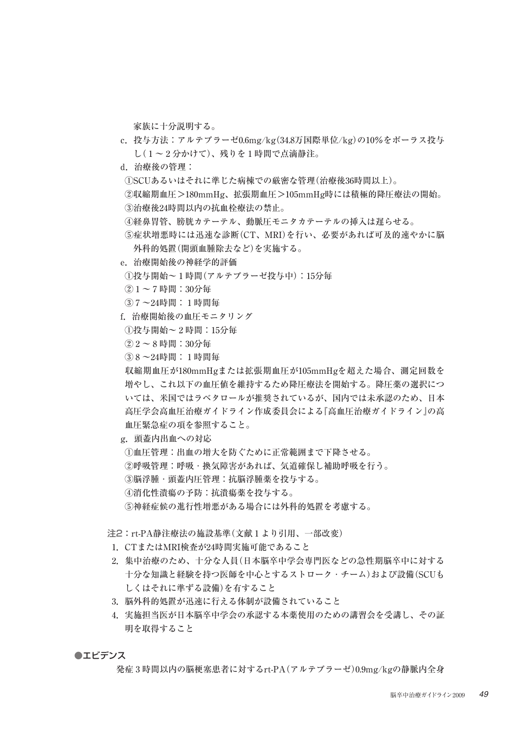家族に十分説明する。

c．投与方法：アルテプラーゼ0.6mg/kg（34.8万国際単位/kg）の10%をボーラス投与し（1～2分かけて）、残りを1時間で点滴静注。

d．治療後の管理：

①SCUあるいはそれに準じた病棟での厳密な管理（治療後36時間以上）。

②収縮期血圧＞180mmHg、拡張期血圧＞105mmHg時には積極的降圧療法の開始。

③治療後24時間以内の抗血栓療法の禁止。

④経鼻胃管、膀胱カテーテル、動脈圧モニタカテーテルの挿入は遅らせる。

⑤症状増悪時には迅速な診断（CT、MRI）を行い、必要があれば可及的速やかに脳外科的処置（開頭血腫除去など）を実施する。

e．治療開始後の神経学的評価

①投与開始～1時間（アルテプラーゼ投与中）：15分毎

②1～7時間：30分毎

③7～24時間：1時間毎

f．治療開始後の血圧モニタリング

①投与開始～2時間：15分毎

②2～8時間：30分毎

③8～24時間：1時間毎

収縮期血圧が180mmHgまたは拡張期血圧が105mmHgを超えた場合、測定回数を増やし、これ以下の血圧値を維持するため降圧療法を開始する。降圧薬の選択については、米国ではラベタロールが推奨されているが、国内では未承認のため、日本高圧学会高血圧治療ガイドライン作成委員会による『高血圧治療ガイドライン』の高血圧緊急症の項を参照すること。

g．頭蓋内出血への対応

①血圧管理：出血の増大を防ぐために正常範囲まで下降させる。

②呼吸管理：呼吸・換気障害があれば、気道確保し補助呼吸を行う。

③脳浮腫・頭蓋内圧管理：抗脳浮腫薬を投与する。

④消化性潰瘍の予防：抗潰瘍薬を投与する。

⑤神経症候の進行性増悪がある場合には外科的処置を考慮する。

**注2**：rt-PA静注療法の施設基準（文献1より引用、一部改変）

1. CTまたはMRI検査が24時間実施可能であること
2. 集中治療のため、十分な人員（日本脳卒中学会専門医などの急性期脳卒中に対する十分な知識と経験を持つ医師を中心とするストローク・チーム）および設備（SCUもしくはそれに準ずる設備）を有すること
3. 脳外科的処置が迅速に行える体制が設備されていること
4. 実施担当医が日本脳卒中学会の承認する本薬使用のための講習会を受講し、その証明を取得すること

## ●エビデンス

発症3時間以内の脳梗塞患者に対するrt-PA（アルテプラーゼ）0.9mg/kgの静脈内全身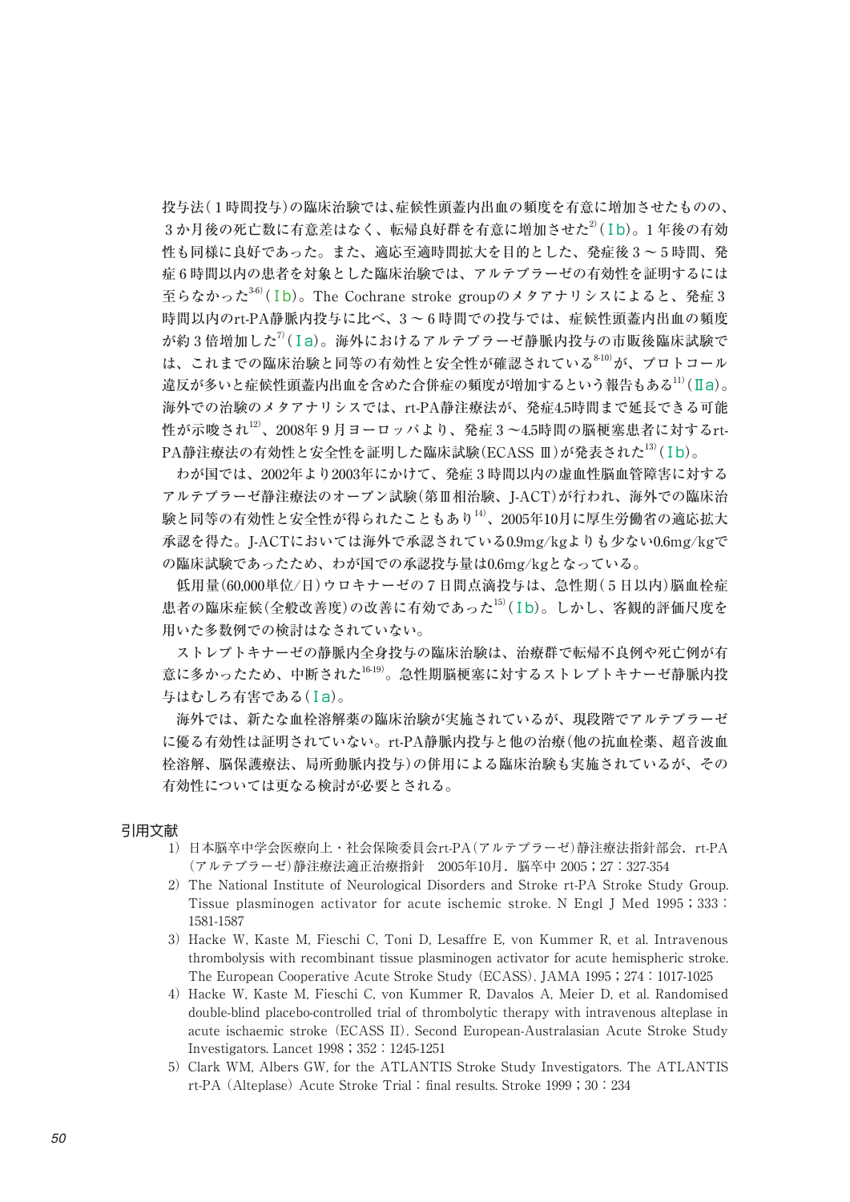投与法（1時間投与）の臨床治験では、症候性頭蓋内出血の頻度を有意に増加させたものの、3か月後の死亡数に有意差はなく、転帰良好群を有意に増加させた[2]（Ⅰb）。1年後の有効性も同様に良好であった。また、適応至適時間拡大を目的とした、発症後3～5時間、発症6時間以内の患者を対象とした臨床治験では、アルテプラーゼの有効性を証明するには至らなかった[3-6]（Ⅰb）。The Cochrane stroke groupのメタアナリシスによると、発症3時間以内のrt-PA静脈内投与に比べ、3～6時間での投与では、症候性頭蓋内出血の頻度が約3倍増加した[7]（Ⅰa）。海外におけるアルテプラーゼ静脈内投与の市販後臨床試験では、これまでの臨床治験と同等の有効性と安全性が確認されている[8-10]が、プロトコール違反が多いと症候性頭蓋内出血を含めた合併症の頻度が増加するという報告もある[11]（Ⅱa）。海外での治験のメタアナリシスでは、rt-PA静注療法が、発症4.5時間まで延長できる可能性が示唆され[12]、2008年9月ヨーロッパより、発症3～4.5時間の脳梗塞患者に対するrt-PA静注療法の有効性と安全性を証明した臨床試験（ECASS Ⅲ）が発表された[13]（Ⅰb）。

わが国では、2002年より2003年にかけて、発症3時間以内の虚血性脳血管障害に対するアルテプラーゼ静注療法のオープン試験（第Ⅲ相治験、J-ACT）が行われ、海外での臨床治験と同等の有効性と安全性が得られたこともあり[14]、2005年10月に厚生労働省の適応拡大承認を得た。J-ACTにおいては海外で承認されている0.9mg/kgよりも少ない0.6mg/kgでの臨床試験であったため、わが国での承認投与量は0.6mg/kgとなっている。

低用量（60,000単位/日）ウロキナーゼの7日間点滴投与は、急性期（5日以内）脳血栓症患者の臨床症候（全般改善度）の改善に有効であった[15]（Ⅰb）。しかし、客観的評価尺度を用いた多数例での検討はなされていない。

ストレプトキナーゼの静脈内全身投与の臨床治験は、治療群で転帰不良例や死亡例が有意に多かったため、中断された[16-19]。急性期脳梗塞に対するストレプトキナーゼ静脈内投与はむしろ有害である（Ⅰa）。

海外では、新たな血栓溶解薬の臨床治験が実施されているが、現段階でアルテプラーゼに優る有効性は証明されていない。rt-PA静脈内投与と他の治療（他の抗血栓薬、超音波血栓溶解、脳保護療法、局所動脈内投与）の併用による臨床治験も実施されているが、その有効性については更なる検討が必要とされる。

## 引用文献

1) 日本脳卒中学会医療向上・社会保険委員会rt-PA（アルテプラーゼ）静注療法指針部会．rt-PA（アルテプラーゼ）静注療法適正治療指針　2005年10月．脳卒中 2005；27：327-354
2) The National Institute of Neurological Disorders and Stroke rt-PA Stroke Study Group. Tissue plasminogen activator for acute ischemic stroke. N Engl J Med 1995；333：1581-1587
3) Hacke W, Kaste M, Fieschi C, Toni D, Lesaffre E, von Kummer R, et al. Intravenous thrombolysis with recombinant tissue plasminogen activator for acute hemispheric stroke. The European Cooperative Acute Stroke Study (ECASS). JAMA 1995；274：1017-1025
4) Hacke W, Kaste M, Fieschi C, von Kummer R, Davalos A, Meier D, et al. Randomised double-blind placebo-controlled trial of thrombolytic therapy with intravenous alteplase in acute ischaemic stroke (ECASS II). Second European-Australasian Acute Stroke Study Investigators. Lancet 1998；352：1245-1251
5) Clark WM, Albers GW, for the ATLANTIS Stroke Study Investigators. The ATLANTIS rt-PA (Alteplase) Acute Stroke Trial：final results. Stroke 1999；30：234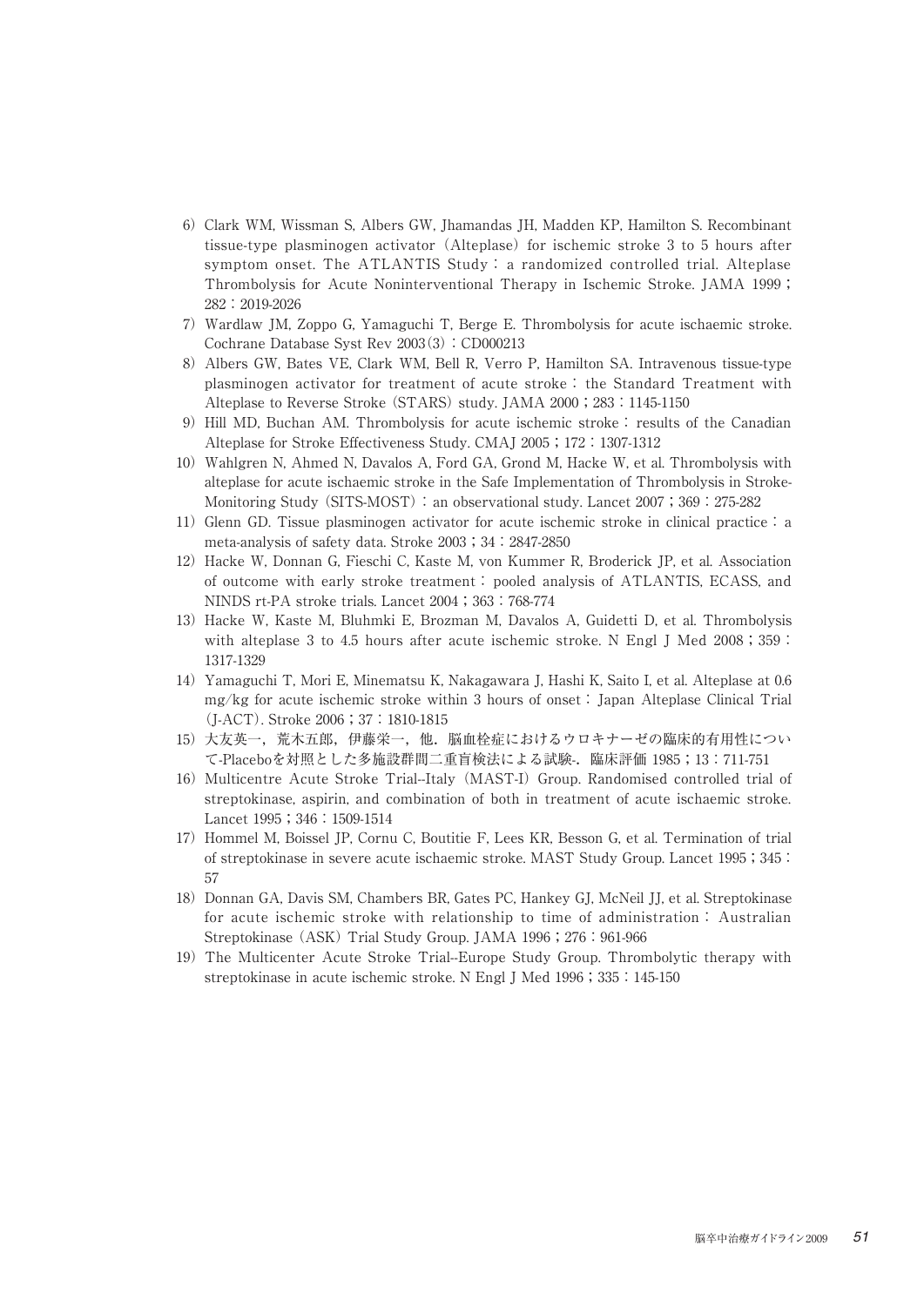6) Clark WM, Wissman S, Albers GW, Jhamandas JH, Madden KP, Hamilton S. Recombinant tissue-type plasminogen activator（Alteplase）for ischemic stroke 3 to 5 hours after symptom onset. The ATLANTIS Study：a randomized controlled trial. Alteplase Thrombolysis for Acute Noninterventional Therapy in Ischemic Stroke. JAMA 1999；282：2019-2026

7) Wardlaw JM, Zoppo G, Yamaguchi T, Berge E. Thrombolysis for acute ischaemic stroke. Cochrane Database Syst Rev 2003(3)：CD000213

8) Albers GW, Bates VE, Clark WM, Bell R, Verro P, Hamilton SA. Intravenous tissue-type plasminogen activator for treatment of acute stroke：the Standard Treatment with Alteplase to Reverse Stroke（STARS）study. JAMA 2000；283：1145-1150

9) Hill MD, Buchan AM. Thrombolysis for acute ischemic stroke：results of the Canadian Alteplase for Stroke Effectiveness Study. CMAJ 2005；172：1307-1312

10) Wahlgren N, Ahmed N, Davalos A, Ford GA, Grond M, Hacke W, et al. Thrombolysis with alteplase for acute ischaemic stroke in the Safe Implementation of Thrombolysis in Stroke-Monitoring Study（SITS-MOST）：an observational study. Lancet 2007；369：275-282

11) Glenn GD. Tissue plasminogen activator for acute ischemic stroke in clinical practice：a meta-analysis of safety data. Stroke 2003；34：2847-2850

12) Hacke W, Donnan G, Fieschi C, Kaste M, von Kummer R, Broderick JP, et al. Association of outcome with early stroke treatment：pooled analysis of ATLANTIS, ECASS, and NINDS rt-PA stroke trials. Lancet 2004；363：768-774

13) Hacke W, Kaste M, Bluhmki E, Brozman M, Davalos A, Guidetti D, et al. Thrombolysis with alteplase 3 to 4.5 hours after acute ischemic stroke. N Engl J Med 2008；359：1317-1329

14) Yamaguchi T, Mori E, Minematsu K, Nakagawara J, Hashi K, Saito I, et al. Alteplase at 0.6 mg/kg for acute ischemic stroke within 3 hours of onset：Japan Alteplase Clinical Trial（J-ACT）. Stroke 2006；37：1810-1815

15) 大友英一，荒木五郎，伊藤栄一，他．脳血栓症におけるウロキナーゼの臨床的有用性について-Placeboを対照とした多施設群間二重盲検法による試験-．臨床評価 1985；13：711-751

16) Multicentre Acute Stroke Trial--Italy（MAST-I）Group. Randomised controlled trial of streptokinase, aspirin, and combination of both in treatment of acute ischaemic stroke. Lancet 1995；346：1509-1514

17) Hommel M, Boissel JP, Cornu C, Boutitie F, Lees KR, Besson G, et al. Termination of trial of streptokinase in severe acute ischaemic stroke. MAST Study Group. Lancet 1995；345：57

18) Donnan GA, Davis SM, Chambers BR, Gates PC, Hankey GJ, McNeil JJ, et al. Streptokinase for acute ischemic stroke with relationship to time of administration：Australian Streptokinase（ASK）Trial Study Group. JAMA 1996；276：961-966

19) The Multicenter Acute Stroke Trial--Europe Study Group. Thrombolytic therapy with streptokinase in acute ischemic stroke. N Engl J Med 1996；335：145-150